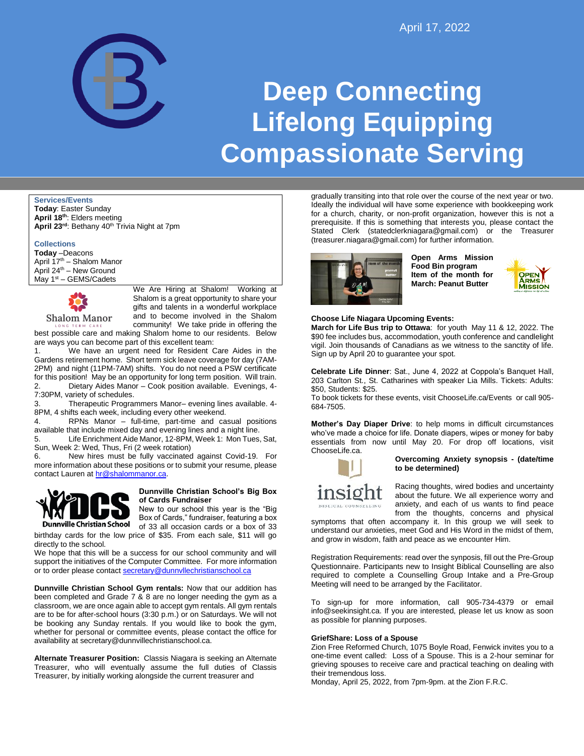April 17, 2022

# Deep Connecting
# Lifelong Equipping
# Compassionate Serving

**Services/Events**
**Today**: Easter Sunday
**April 18th**: Elders meeting
**April 23rd**: Bethany 40th Trivia Night at 7pm

**Collections**
**Today** –Deacons
April 17th – Shalom Manor
April 24th – New Ground
May 1st – GEMS/Cadets

We Are Hiring at Shalom! Working at Shalom is a great opportunity to share your gifts and talents in a wonderful workplace and to become involved in the Shalom community! We take pride in offering the best possible care and making Shalom home to our residents. Below are ways you can become part of this excellent team:

1. We have an urgent need for Resident Care Aides in the Gardens retirement home. Short term sick leave coverage for day (7AM-2PM) and night (11PM-7AM) shifts. You do not need a PSW certificate for this position! May be an opportunity for long term position. Will train.
2. Dietary Aides Manor – Cook position available. Evenings, 4-7:30PM, variety of schedules.
3. Therapeutic Programmers Manor– evening lines available. 4-8PM, 4 shifts each week, including every other weekend.
4. RPNs Manor – full-time, part-time and casual positions available that include mixed day and evening lines and a night line.
5. Life Enrichment Aide Manor, 12-8PM, Week 1: Mon Tues, Sat, Sun, Week 2: Wed, Thus, Fri (2 week rotation)
6. New hires must be fully vaccinated against Covid-19. For more information about these positions or to submit your resume, please contact Lauren at hr@shalommanor.ca.

**Dunnville Christian School's Big Box of Cards Fundraiser**
New to our school this year is the "Big Box of Cards," fundraiser, featuring a box of 33 all occasion cards or a box of 33 birthday cards for the low price of $35. From each sale, $11 will go directly to the school.
We hope that this will be a success for our school community and will support the initiatives of the Computer Committee. For more information or to order please contact secretary@dunnvllechristianschool.ca

**Dunnville Christian School Gym rentals:** Now that our addition has been completed and Grade 7 & 8 are no longer needing the gym as a classroom, we are once again able to accept gym rentals. All gym rentals are to be for after-school hours (3:30 p.m.) or on Saturdays. We will not be booking any Sunday rentals. If you would like to book the gym, whether for personal or committee events, please contact the office for availability at secretary@dunnvillechristianschool.ca.

**Alternate Treasurer Position:** Classis Niagara is seeking an Alternate Treasurer, who will eventually assume the full duties of Classis Treasurer, by initially working alongside the current treasurer and gradually transiting into that role over the course of the next year or two. Ideally the individual will have some experience with bookkeeping work for a church, charity, or non-profit organization, however this is not a prerequisite. If this is something that interests you, please contact the Stated Clerk (statedclerkniagara@gmail.com) or the Treasurer (treasurer.niagara@gmail.com) for further information.

**Open Arms Mission Food Bin program Item of the month for March: Peanut Butter**

**Choose Life Niagara Upcoming Events:**
**March for Life Bus trip to Ottawa**: for youth May 11 & 12, 2022. The $90 fee includes bus, accommodation, youth conference and candlelight vigil. Join thousands of Canadians as we witness to the sanctity of life. Sign up by April 20 to guarantee your spot.

**Celebrate Life Dinner**: Sat., June 4, 2022 at Coppola's Banquet Hall, 203 Carlton St., St. Catharines with speaker Lia Mills. Tickets: Adults: $50, Students: $25.
To book tickets for these events, visit ChooseLife.ca/Events or call 905-684-7505.

**Mother's Day Diaper Drive**: to help moms in difficult circumstances who've made a choice for life. Donate diapers, wipes or money for baby essentials from now until May 20. For drop off locations, visit ChooseLife.ca.

**Overcoming Anxiety synopsis - (date/time to be determined)**

Racing thoughts, wired bodies and uncertainty about the future. We all experience worry and anxiety, and each of us wants to find peace from the thoughts, concerns and physical symptoms that often accompany it. In this group we will seek to understand our anxieties, meet God and His Word in the midst of them, and grow in wisdom, faith and peace as we encounter Him.

Registration Requirements: read over the synopsis, fill out the Pre-Group Questionnaire. Participants new to Insight Biblical Counselling are also required to complete a Counselling Group Intake and a Pre-Group Meeting will need to be arranged by the Facilitator.

To sign-up for more information, call 905-734-4379 or email info@seekinsight.ca. If you are interested, please let us know as soon as possible for planning purposes.

**GriefShare: Loss of a Spouse**
Zion Free Reformed Church, 1075 Boyle Road, Fenwick invites you to a one-time event called: Loss of a Spouse. This is a 2-hour seminar for grieving spouses to receive care and practical teaching on dealing with their tremendous loss.
Monday, April 25, 2022, from 7pm-9pm. at the Zion F.R.C.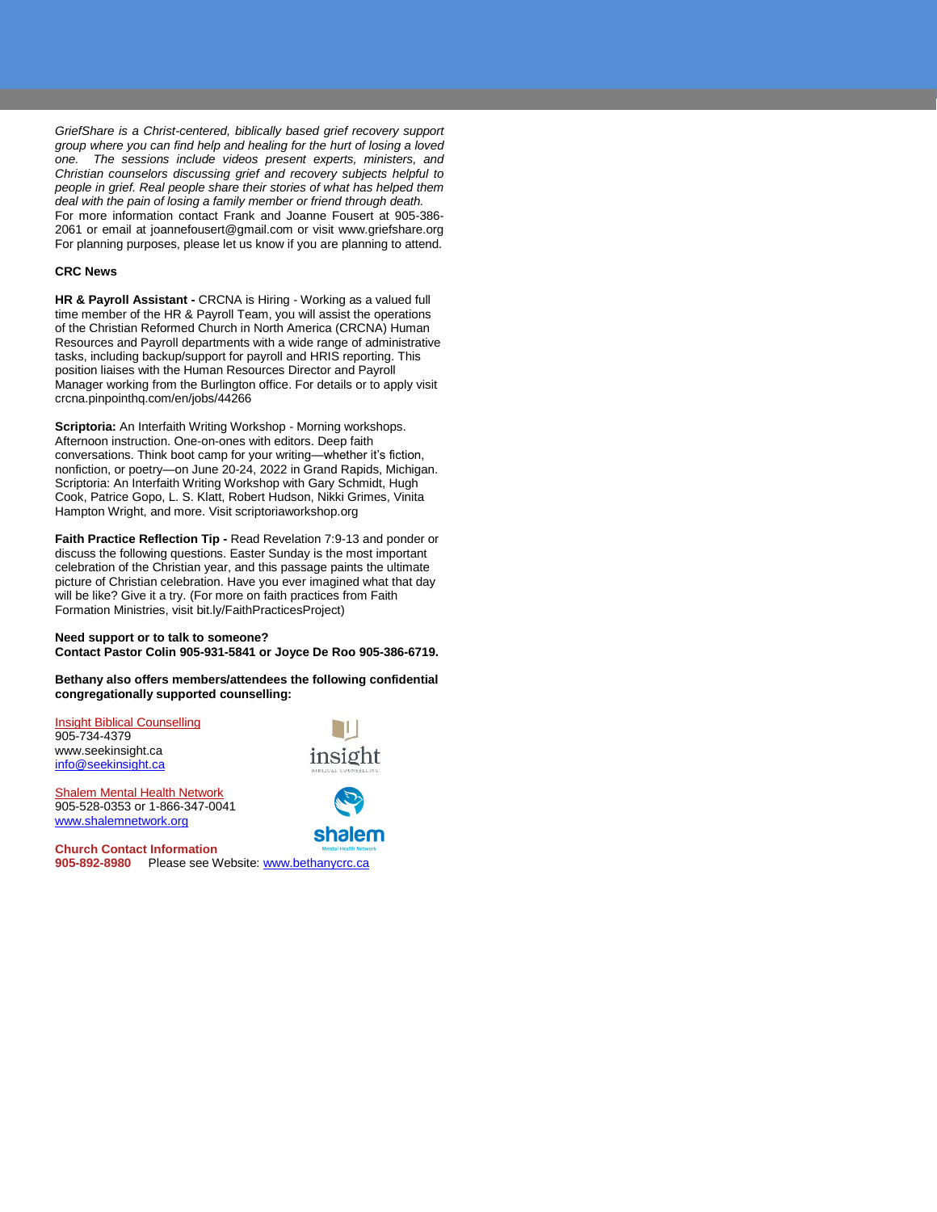*GriefShare is a Christ-centered, biblically based grief recovery support group where you can find help and healing for the hurt of losing a loved one. The sessions include videos present experts, ministers, and Christian counselors discussing grief and recovery subjects helpful to people in grief. Real people share their stories of what has helped them deal with the pain of losing a family member or friend through death.*
For more information contact Frank and Joanne Fousert at 905-386-2061 or email at joannefousert@gmail.com or visit www.griefshare.org
For planning purposes, please let us know if you are planning to attend.

**CRC News**

**HR & Payroll Assistant -** CRCNA is Hiring - Working as a valued full time member of the HR & Payroll Team, you will assist the operations of the Christian Reformed Church in North America (CRCNA) Human Resources and Payroll departments with a wide range of administrative tasks, including backup/support for payroll and HRIS reporting. This position liaises with the Human Resources Director and Payroll Manager working from the Burlington office. For details or to apply visit crcna.pinpointhq.com/en/jobs/44266

**Scriptoria:** An Interfaith Writing Workshop - Morning workshops. Afternoon instruction. One-on-ones with editors. Deep faith conversations. Think boot camp for your writing—whether it's fiction, nonfiction, or poetry—on June 20-24, 2022 in Grand Rapids, Michigan. Scriptoria: An Interfaith Writing Workshop with Gary Schmidt, Hugh Cook, Patrice Gopo, L. S. Klatt, Robert Hudson, Nikki Grimes, Vinita Hampton Wright, and more. Visit scriptoriaworkshop.org

**Faith Practice Reflection Tip -** Read Revelation 7:9-13 and ponder or discuss the following questions. Easter Sunday is the most important celebration of the Christian year, and this passage paints the ultimate picture of Christian celebration. Have you ever imagined what that day will be like? Give it a try. (For more on faith practices from Faith Formation Ministries, visit bit.ly/FaithPracticesProject)

**Need support or to talk to someone?**
**Contact Pastor Colin 905-931-5841 or Joyce De Roo 905-386-6719.**

**Bethany also offers members/attendees the following confidential congregationally supported counselling:**

Insight Biblical Counselling
905-734-4379
www.seekinsight.ca
info@seekinsight.ca

Shalem Mental Health Network
905-528-0353 or 1-866-347-0041
www.shalemnetwork.org

**Church Contact Information**
**905-892-8980** Please see Website: www.bethanycrc.ca